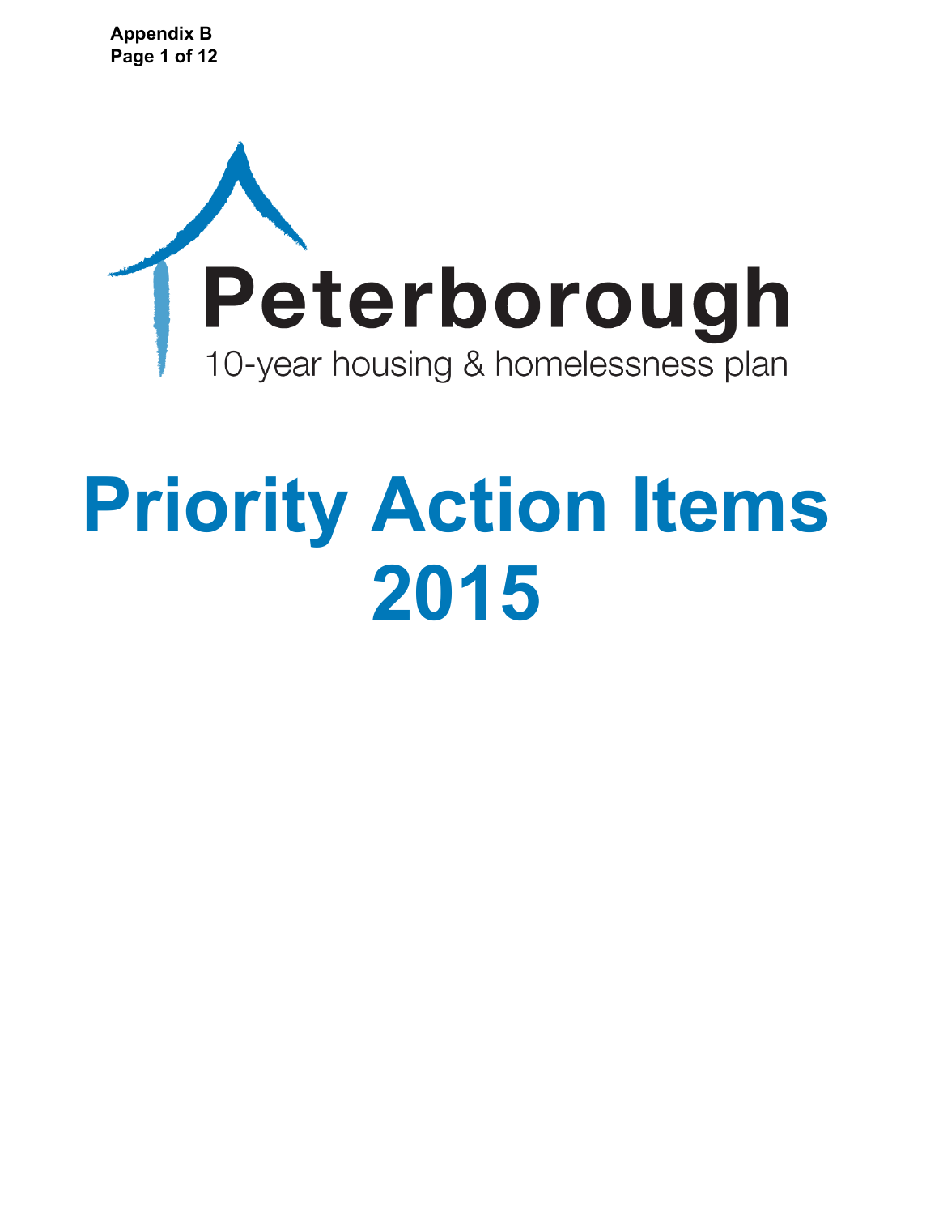Appendix B

# Peterborough

10-year housing & homelessness plan

# Priority Action Items 2015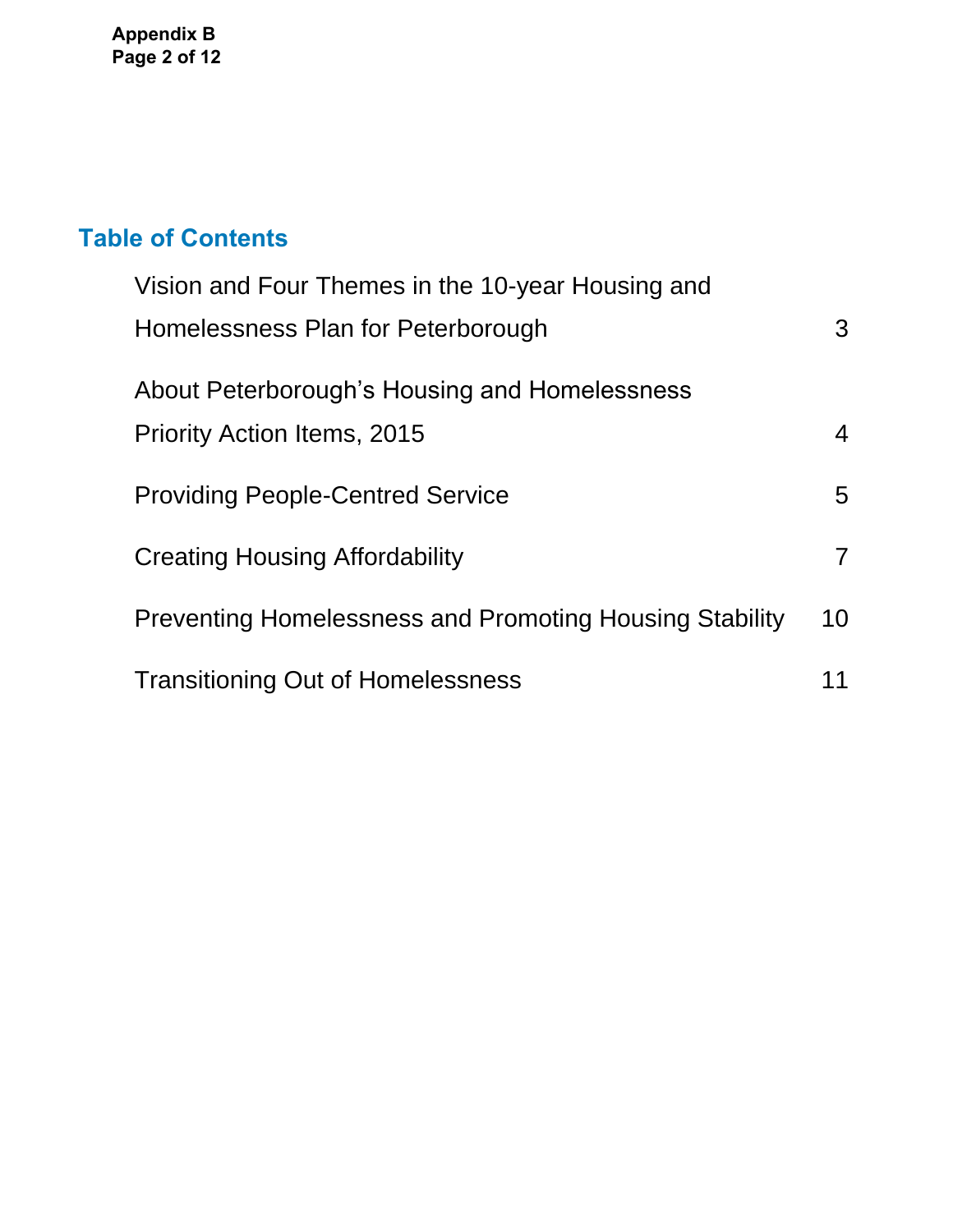## Table of Contents

| | |
|---|---|
| Vision and Four Themes in the 10-year Housing and Homelessness Plan for Peterborough | 3 |
| About Peterborough's Housing and Homelessness Priority Action Items, 2015 | 4 |
| Providing People-Centred Service | 5 |
| Creating Housing Affordability | 7 |
| Preventing Homelessness and Promoting Housing Stability | 10 |
| Transitioning Out of Homelessness | 11 |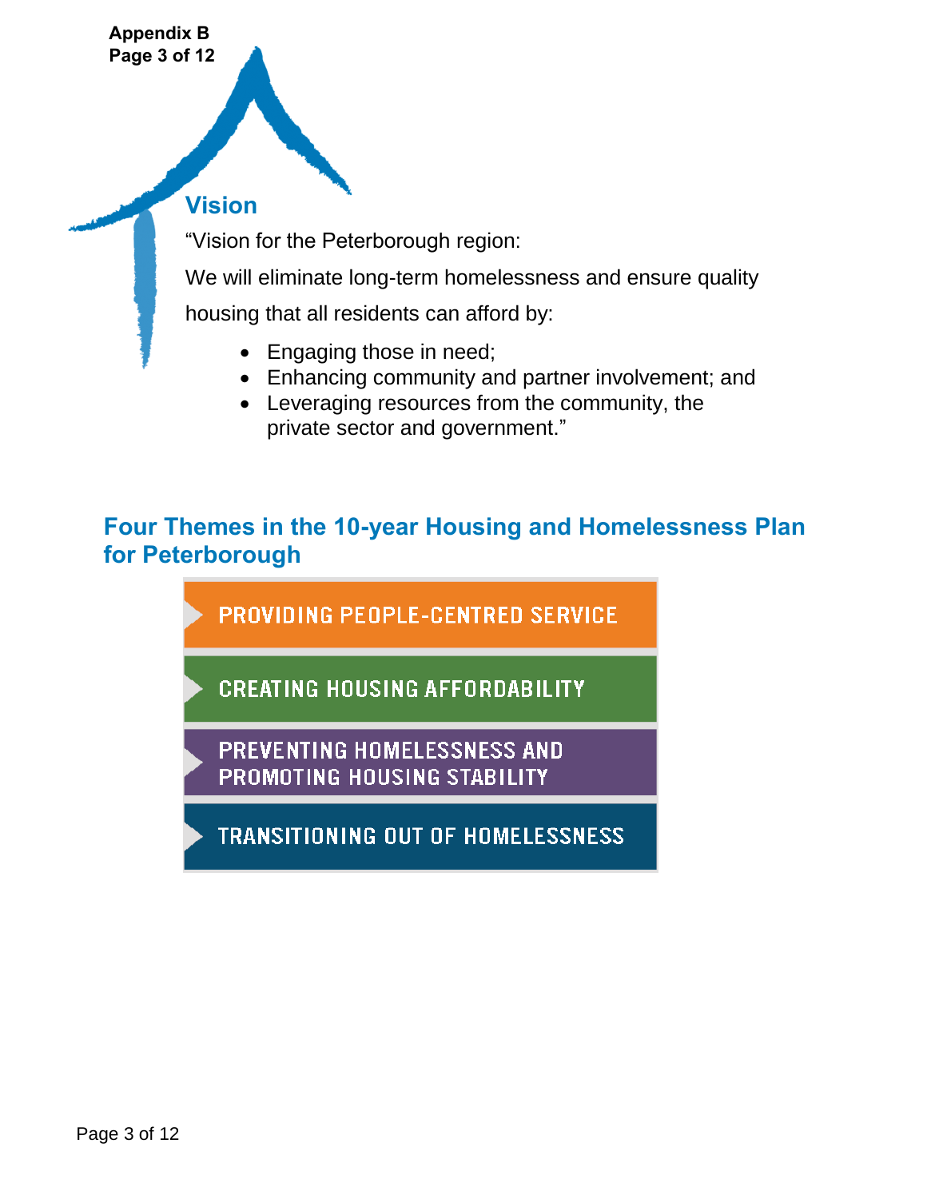## Vision

"Vision for the Peterborough region:

We will eliminate long-term homelessness and ensure quality housing that all residents can afford by:

- Engaging those in need;
- Enhancing community and partner involvement; and
- Leveraging resources from the community, the private sector and government."

## Four Themes in the 10-year Housing and Homelessness Plan for Peterborough

- PROVIDING PEOPLE-CENTRED SERVICE
- CREATING HOUSING AFFORDABILITY
- PREVENTING HOMELESSNESS AND PROMOTING HOUSING STABILITY
- TRANSITIONING OUT OF HOMELESSNESS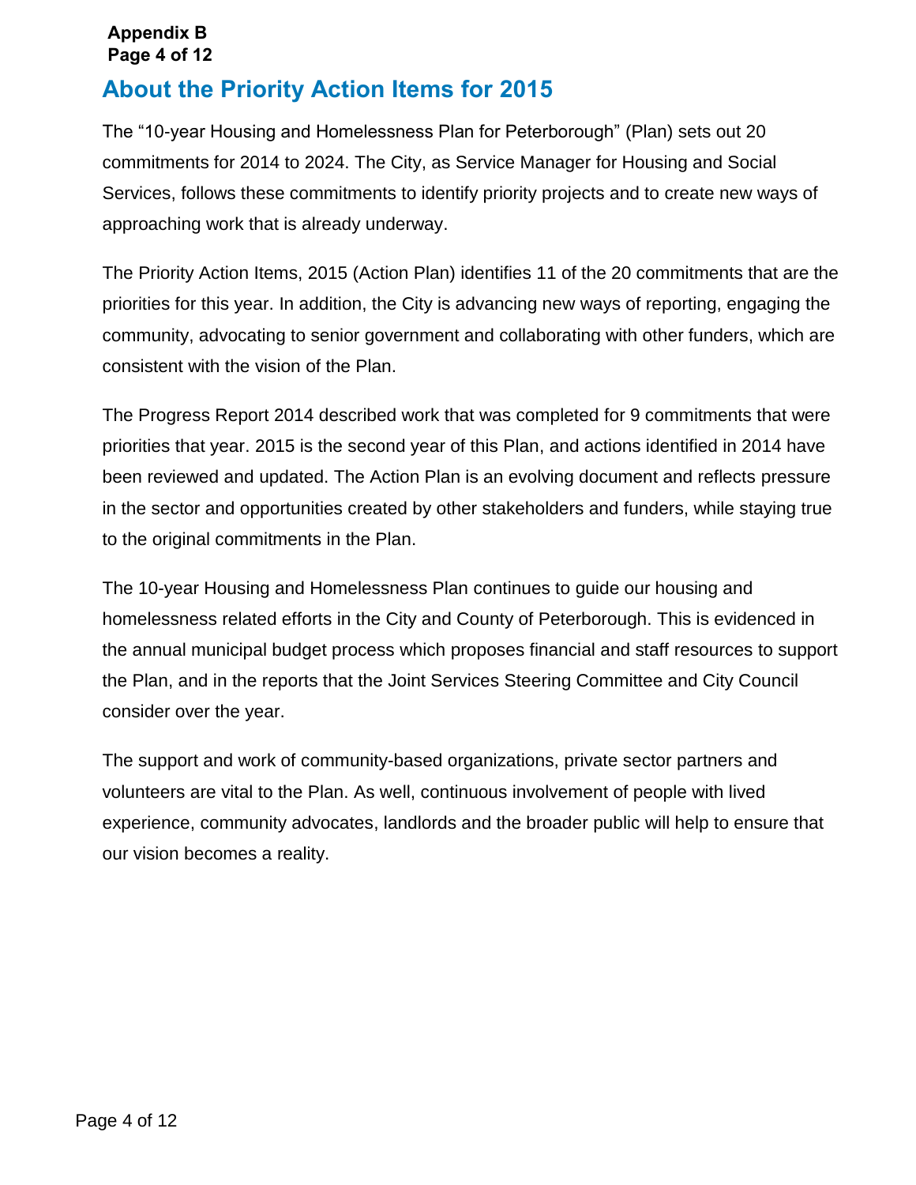## About the Priority Action Items for 2015

The "10-year Housing and Homelessness Plan for Peterborough" (Plan) sets out 20 commitments for 2014 to 2024. The City, as Service Manager for Housing and Social Services, follows these commitments to identify priority projects and to create new ways of approaching work that is already underway.

The Priority Action Items, 2015 (Action Plan) identifies 11 of the 20 commitments that are the priorities for this year. In addition, the City is advancing new ways of reporting, engaging the community, advocating to senior government and collaborating with other funders, which are consistent with the vision of the Plan.

The Progress Report 2014 described work that was completed for 9 commitments that were priorities that year. 2015 is the second year of this Plan, and actions identified in 2014 have been reviewed and updated. The Action Plan is an evolving document and reflects pressure in the sector and opportunities created by other stakeholders and funders, while staying true to the original commitments in the Plan.

The 10-year Housing and Homelessness Plan continues to guide our housing and homelessness related efforts in the City and County of Peterborough. This is evidenced in the annual municipal budget process which proposes financial and staff resources to support the Plan, and in the reports that the Joint Services Steering Committee and City Council consider over the year.

The support and work of community-based organizations, private sector partners and volunteers are vital to the Plan. As well, continuous involvement of people with lived experience, community advocates, landlords and the broader public will help to ensure that our vision becomes a reality.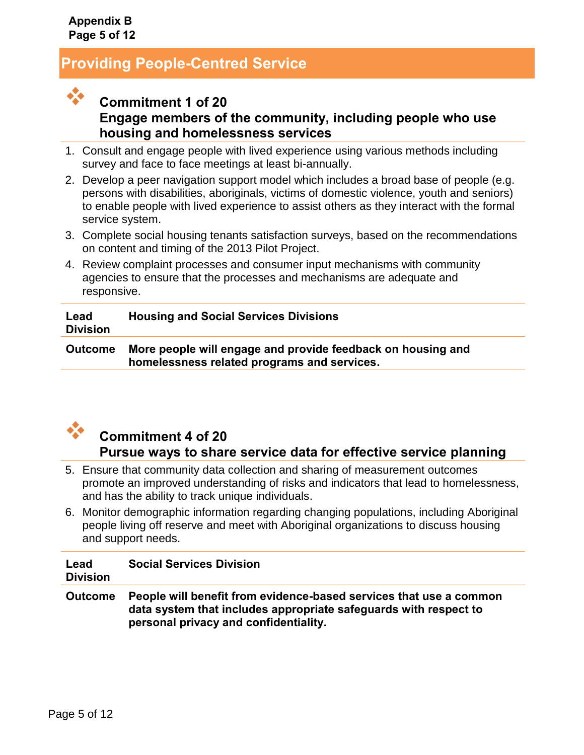## Providing People-Centred Service

### Commitment 1 of 20
### Engage members of the community, including people who use housing and homelessness services

1. Consult and engage people with lived experience using various methods including survey and face to face meetings at least bi-annually.
2. Develop a peer navigation support model which includes a broad base of people (e.g. persons with disabilities, aboriginals, victims of domestic violence, youth and seniors) to enable people with lived experience to assist others as they interact with the formal service system.
3. Complete social housing tenants satisfaction surveys, based on the recommendations on content and timing of the 2013 Pilot Project.
4. Review complaint processes and consumer input mechanisms with community agencies to ensure that the processes and mechanisms are adequate and responsive.

| | |
|---|---|
| **Lead Division** | **Housing and Social Services Divisions** |
| **Outcome** | **More people will engage and provide feedback on housing and homelessness related programs and services.** |

### Commitment 4 of 20
### Pursue ways to share service data for effective service planning

5. Ensure that community data collection and sharing of measurement outcomes promote an improved understanding of risks and indicators that lead to homelessness, and has the ability to track unique individuals.
6. Monitor demographic information regarding changing populations, including Aboriginal people living off reserve and meet with Aboriginal organizations to discuss housing and support needs.

| | |
|---|---|
| **Lead Division** | **Social Services Division** |
| **Outcome** | **People will benefit from evidence-based services that use a common data system that includes appropriate safeguards with respect to personal privacy and confidentiality.** |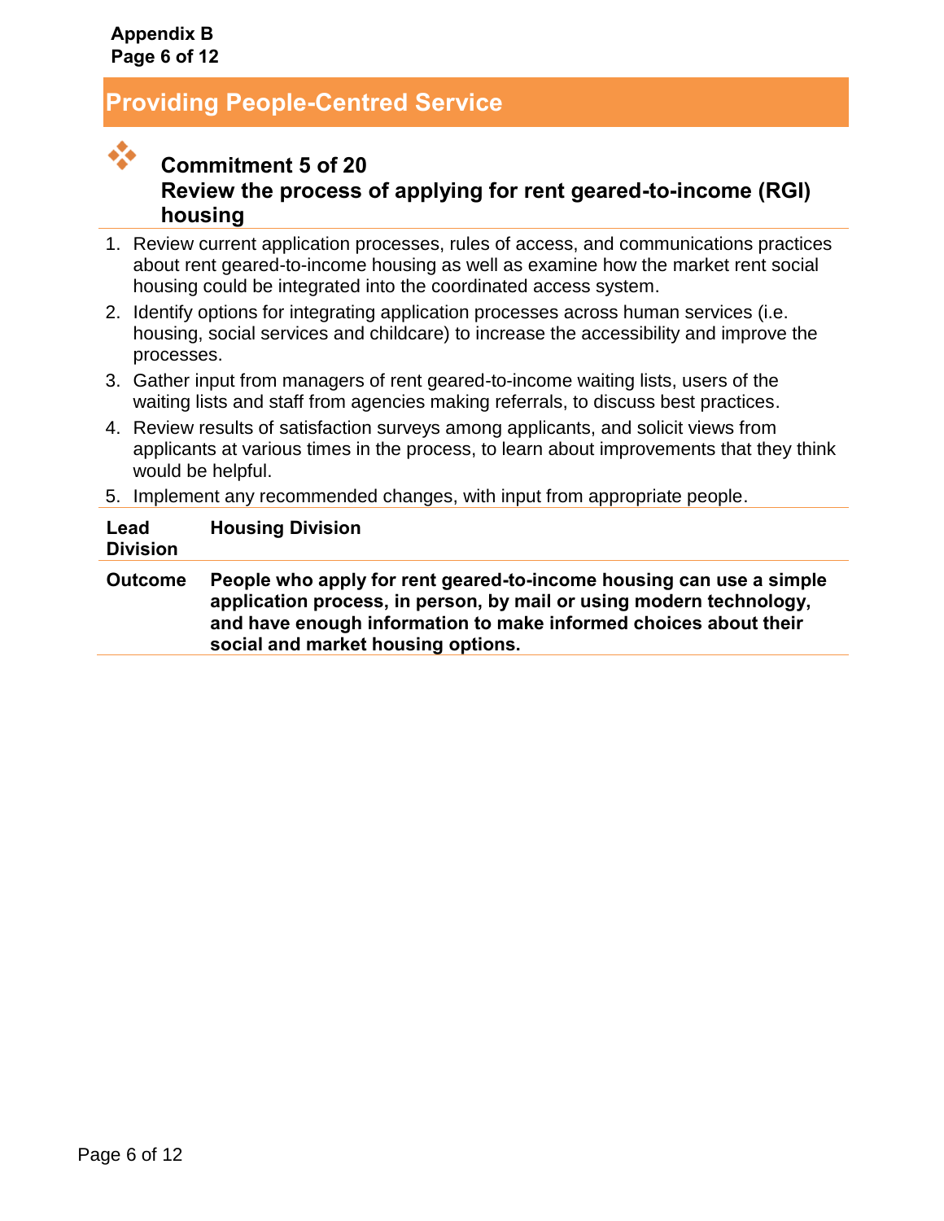## Providing People-Centred Service

### Commitment 5 of 20
### Review the process of applying for rent geared-to-income (RGI) housing

1. Review current application processes, rules of access, and communications practices about rent geared-to-income housing as well as examine how the market rent social housing could be integrated into the coordinated access system.
2. Identify options for integrating application processes across human services (i.e. housing, social services and childcare) to increase the accessibility and improve the processes.
3. Gather input from managers of rent geared-to-income waiting lists, users of the waiting lists and staff from agencies making referrals, to discuss best practices.
4. Review results of satisfaction surveys among applicants, and solicit views from applicants at various times in the process, to learn about improvements that they think would be helpful.
5. Implement any recommended changes, with input from appropriate people.

| | |
|---|---|
| **Lead Division** | **Housing Division** |
| **Outcome** | **People who apply for rent geared-to-income housing can use a simple application process, in person, by mail or using modern technology, and have enough information to make informed choices about their social and market housing options.** |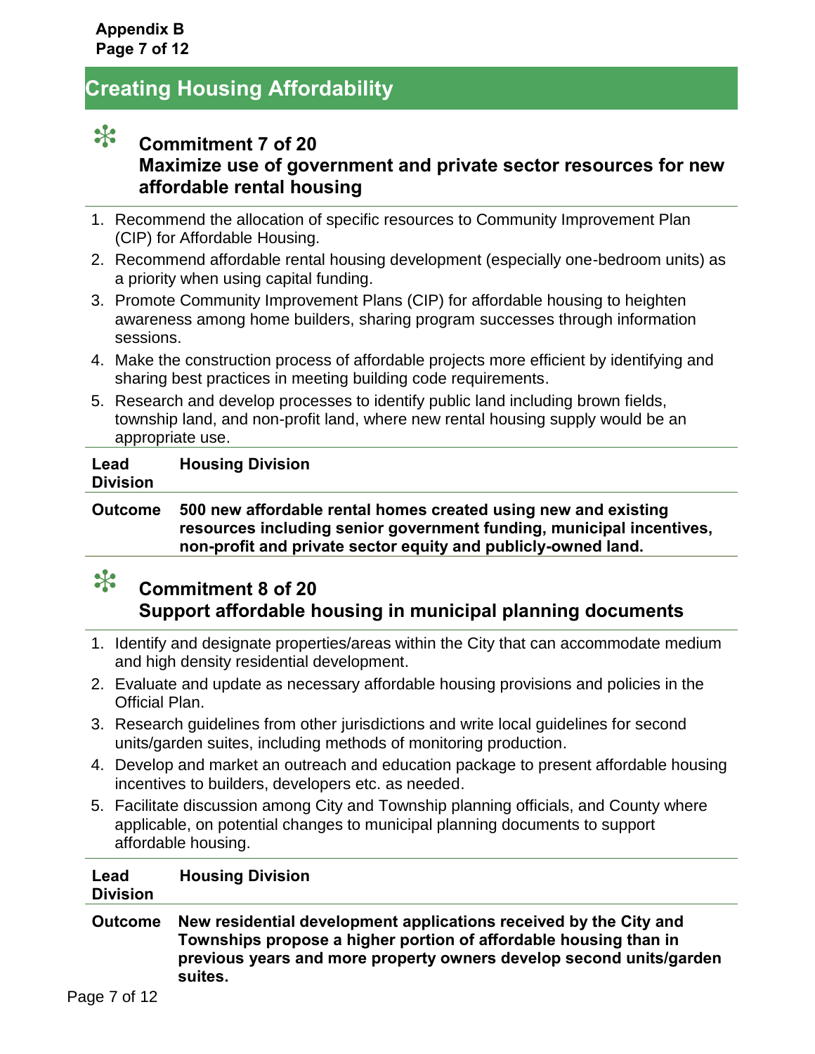## Creating Housing Affordability

### Commitment 7 of 20
### Maximize use of government and private sector resources for new affordable rental housing

1. Recommend the allocation of specific resources to Community Improvement Plan (CIP) for Affordable Housing.
2. Recommend affordable rental housing development (especially one-bedroom units) as a priority when using capital funding.
3. Promote Community Improvement Plans (CIP) for affordable housing to heighten awareness among home builders, sharing program successes through information sessions.
4. Make the construction process of affordable projects more efficient by identifying and sharing best practices in meeting building code requirements.
5. Research and develop processes to identify public land including brown fields, township land, and non-profit land, where new rental housing supply would be an appropriate use.

| | |
|---|---|
| **Lead Division** | **Housing Division** |
| **Outcome** | **500 new affordable rental homes created using new and existing resources including senior government funding, municipal incentives, non-profit and private sector equity and publicly-owned land.** |

### Commitment 8 of 20
### Support affordable housing in municipal planning documents

1. Identify and designate properties/areas within the City that can accommodate medium and high density residential development.
2. Evaluate and update as necessary affordable housing provisions and policies in the Official Plan.
3. Research guidelines from other jurisdictions and write local guidelines for second units/garden suites, including methods of monitoring production.
4. Develop and market an outreach and education package to present affordable housing incentives to builders, developers etc. as needed.
5. Facilitate discussion among City and Township planning officials, and County where applicable, on potential changes to municipal planning documents to support affordable housing.

| | |
|---|---|
| **Lead Division** | **Housing Division** |
| **Outcome** | **New residential development applications received by the City and Townships propose a higher portion of affordable housing than in previous years and more property owners develop second units/garden suites.** |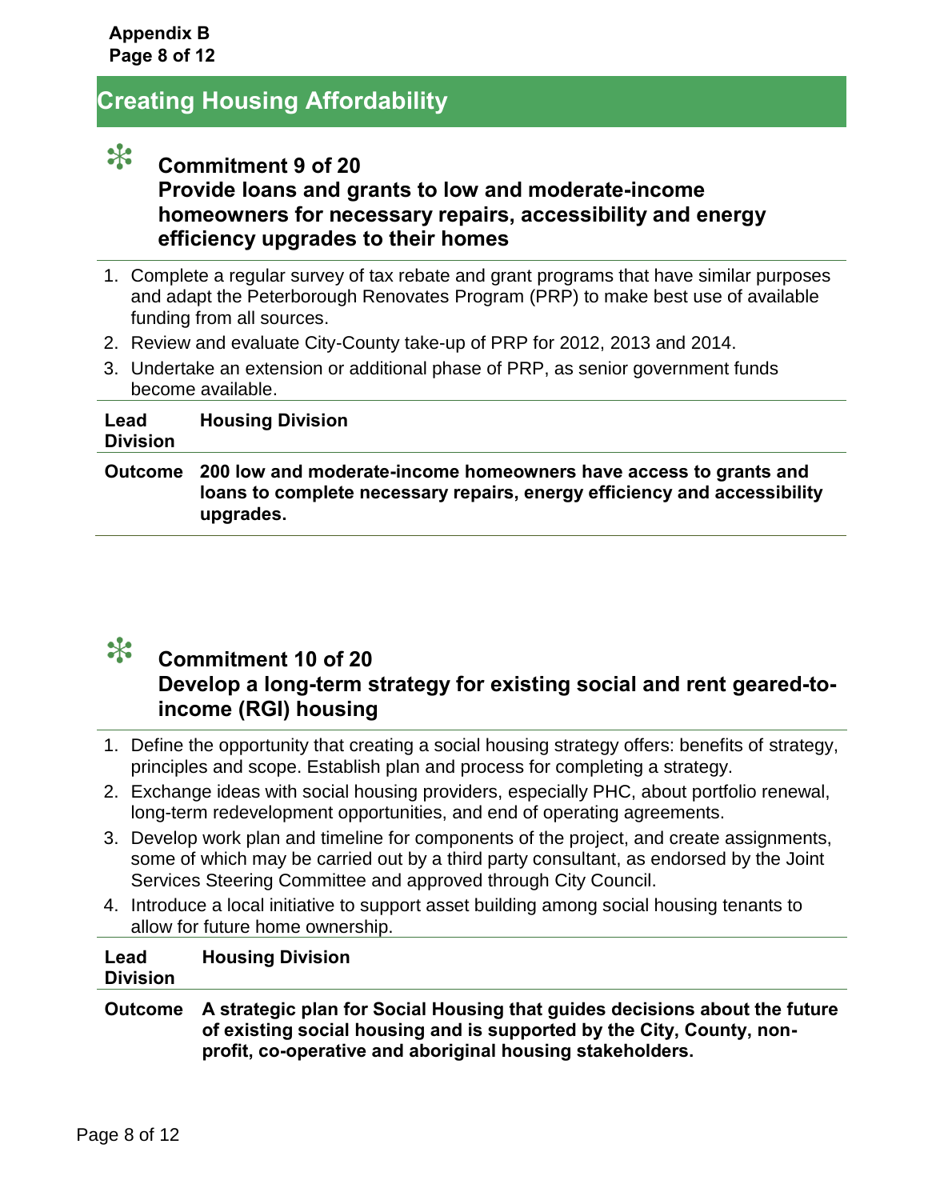Appendix B

## Creating Housing Affordability

### Commitment 9 of 20
### Provide loans and grants to low and moderate-income homeowners for necessary repairs, accessibility and energy efficiency upgrades to their homes

1. Complete a regular survey of tax rebate and grant programs that have similar purposes and adapt the Peterborough Renovates Program (PRP) to make best use of available funding from all sources.
2. Review and evaluate City-County take-up of PRP for 2012, 2013 and 2014.
3. Undertake an extension or additional phase of PRP, as senior government funds become available.

| | |
|---|---|
| **Lead Division** | **Housing Division** |
| **Outcome** | **200 low and moderate-income homeowners have access to grants and loans to complete necessary repairs, energy efficiency and accessibility upgrades.** |

### Commitment 10 of 20
### Develop a long-term strategy for existing social and rent geared-to-income (RGI) housing

1. Define the opportunity that creating a social housing strategy offers: benefits of strategy, principles and scope. Establish plan and process for completing a strategy.
2. Exchange ideas with social housing providers, especially PHC, about portfolio renewal, long-term redevelopment opportunities, and end of operating agreements.
3. Develop work plan and timeline for components of the project, and create assignments, some of which may be carried out by a third party consultant, as endorsed by the Joint Services Steering Committee and approved through City Council.
4. Introduce a local initiative to support asset building among social housing tenants to allow for future home ownership.

| | |
|---|---|
| **Lead Division** | **Housing Division** |
| **Outcome** | **A strategic plan for Social Housing that guides decisions about the future of existing social housing and is supported by the City, County, non-profit, co-operative and aboriginal housing stakeholders.** |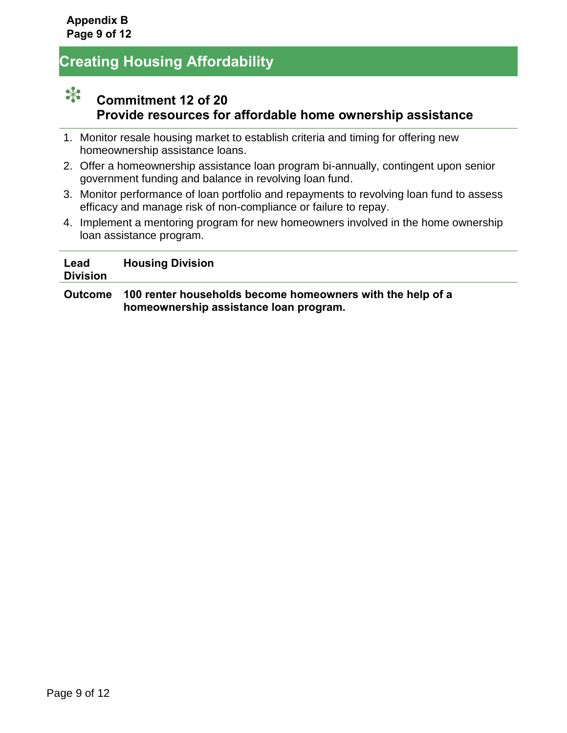**Appendix B**

## Creating Housing Affordability

### Commitment 12 of 20
### Provide resources for affordable home ownership assistance

1. Monitor resale housing market to establish criteria and timing for offering new homeownership assistance loans.
2. Offer a homeownership assistance loan program bi-annually, contingent upon senior government funding and balance in revolving loan fund.
3. Monitor performance of loan portfolio and repayments to revolving loan fund to assess efficacy and manage risk of non-compliance or failure to repay.
4. Implement a mentoring program for new homeowners involved in the home ownership loan assistance program.

| | |
|---|---|
| **Lead Division** | **Housing Division** |
| **Outcome** | **100 renter households become homeowners with the help of a homeownership assistance loan program.** |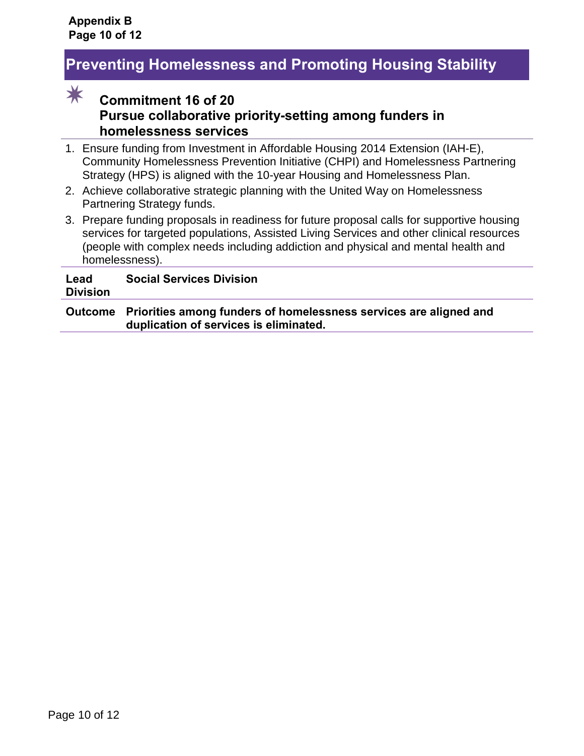# Preventing Homelessness and Promoting Housing Stability

## Commitment 16 of 20
## Pursue collaborative priority-setting among funders in homelessness services

1. Ensure funding from Investment in Affordable Housing 2014 Extension (IAH-E), Community Homelessness Prevention Initiative (CHPI) and Homelessness Partnering Strategy (HPS) is aligned with the 10-year Housing and Homelessness Plan.
2. Achieve collaborative strategic planning with the United Way on Homelessness Partnering Strategy funds.
3. Prepare funding proposals in readiness for future proposal calls for supportive housing services for targeted populations, Assisted Living Services and other clinical resources (people with complex needs including addiction and physical and mental health and homelessness).

| | |
|---|---|
| **Lead Division** | **Social Services Division** |
| **Outcome** | **Priorities among funders of homelessness services are aligned and duplication of services is eliminated.** |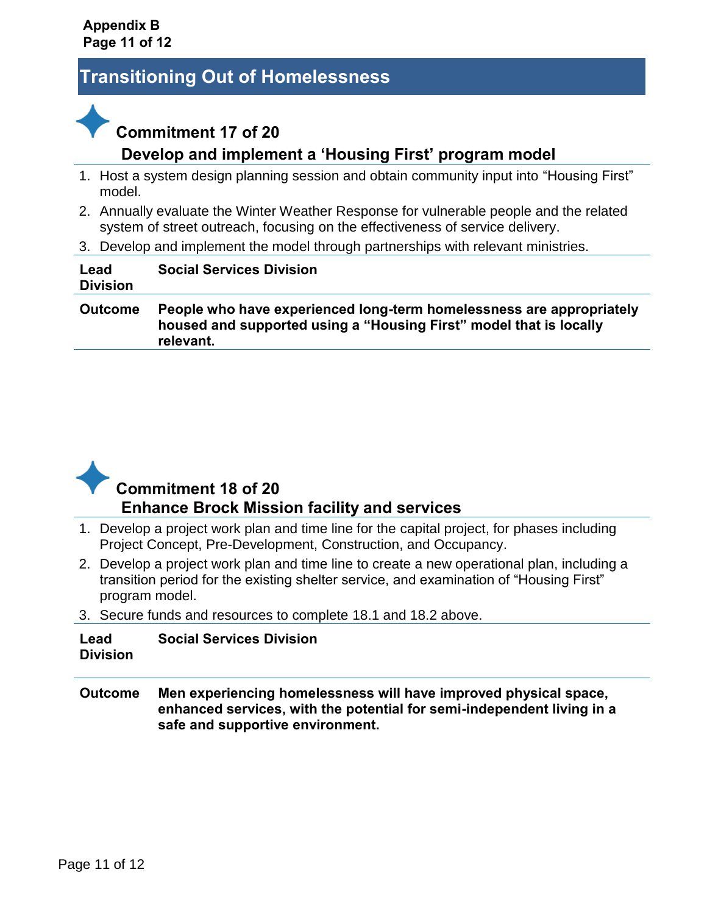## Transitioning Out of Homelessness

### Commitment 17 of 20

### Develop and implement a ‘Housing First’ program model

1. Host a system design planning session and obtain community input into “Housing First” model.
2. Annually evaluate the Winter Weather Response for vulnerable people and the related system of street outreach, focusing on the effectiveness of service delivery.
3. Develop and implement the model through partnerships with relevant ministries.

| **Lead Division** | **Social Services Division** |
|---|---|
| **Outcome** | **People who have experienced long-term homelessness are appropriately housed and supported using a “Housing First” model that is locally relevant.** |

### Commitment 18 of 20

### Enhance Brock Mission facility and services

1. Develop a project work plan and time line for the capital project, for phases including Project Concept, Pre-Development, Construction, and Occupancy.
2. Develop a project work plan and time line to create a new operational plan, including a transition period for the existing shelter service, and examination of “Housing First” program model.
3. Secure funds and resources to complete 18.1 and 18.2 above.

| **Lead Division** | **Social Services Division** |
|---|---|
| **Outcome** | **Men experiencing homelessness will have improved physical space, enhanced services, with the potential for semi-independent living in a safe and supportive environment.** |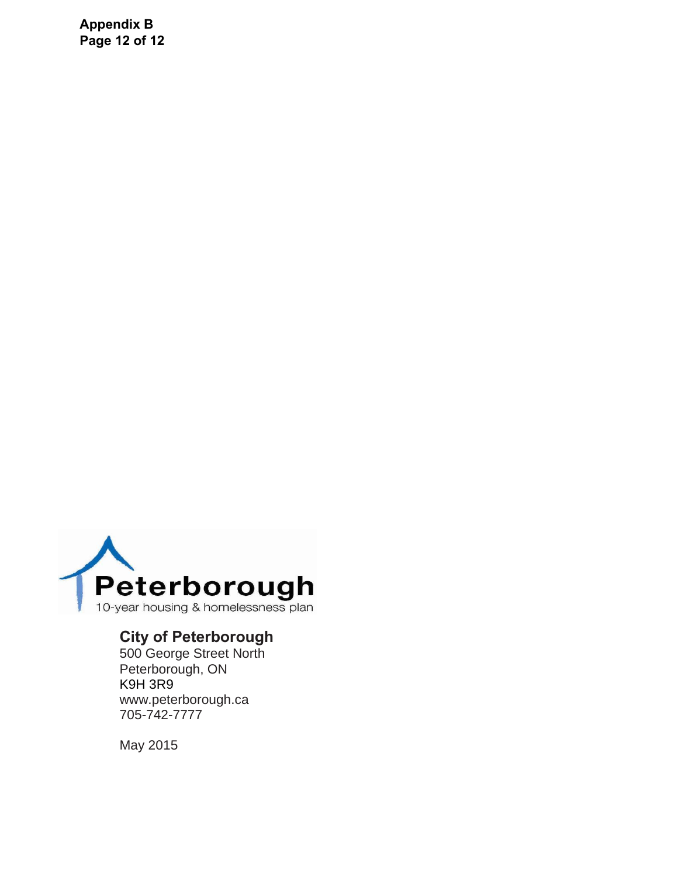Peterborough

10-year housing & homelessness plan

**City of Peterborough**

500 George Street North
Peterborough, ON
K9H 3R9
www.peterborough.ca
705-742-7777

May 2015